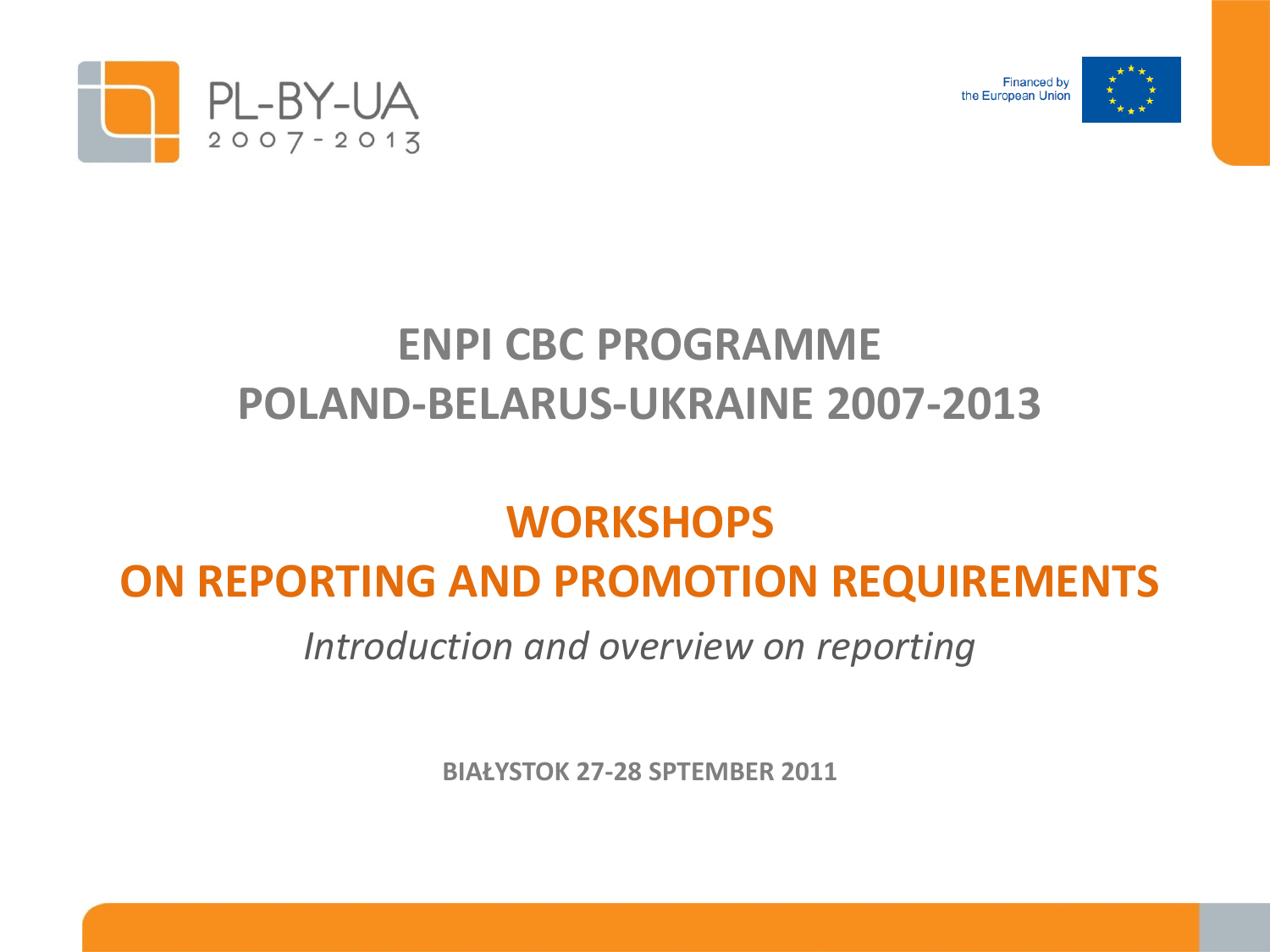PL-BY-UA 2007-2013

Financed by the European Union

# ENPI CBC PROGRAMME POLAND-BELARUS-UKRAINE 2007-2013

## WORKSHOPS ON REPORTING AND PROMOTION REQUIREMENTS

*Introduction and overview on reporting*

**BIAŁYSTOK 27-28 SPTEMBER 2011**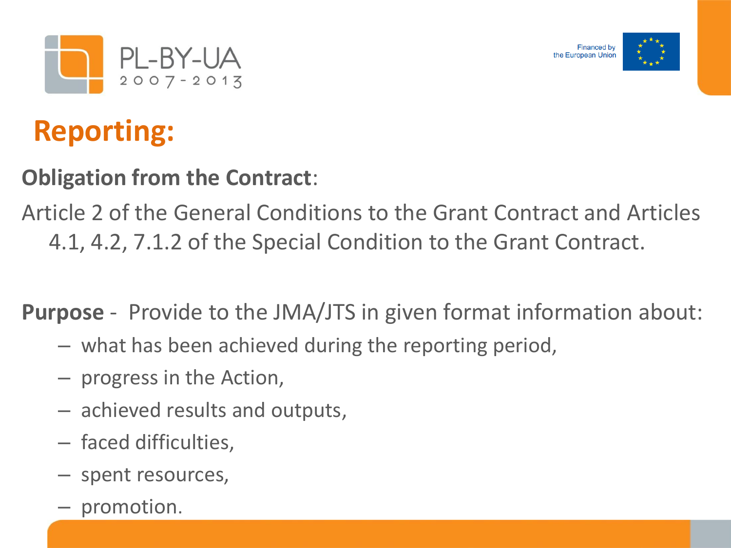# Reporting:

**Obligation from the Contract**:

Article 2 of the General Conditions to the Grant Contract and Articles 4.1, 4.2, 7.1.2 of the Special Condition to the Grant Contract.

**Purpose** - Provide to the JMA/JTS in given format information about:

- what has been achieved during the reporting period,
- progress in the Action,
- achieved results and outputs,
- faced difficulties,
- spent resources,
- promotion.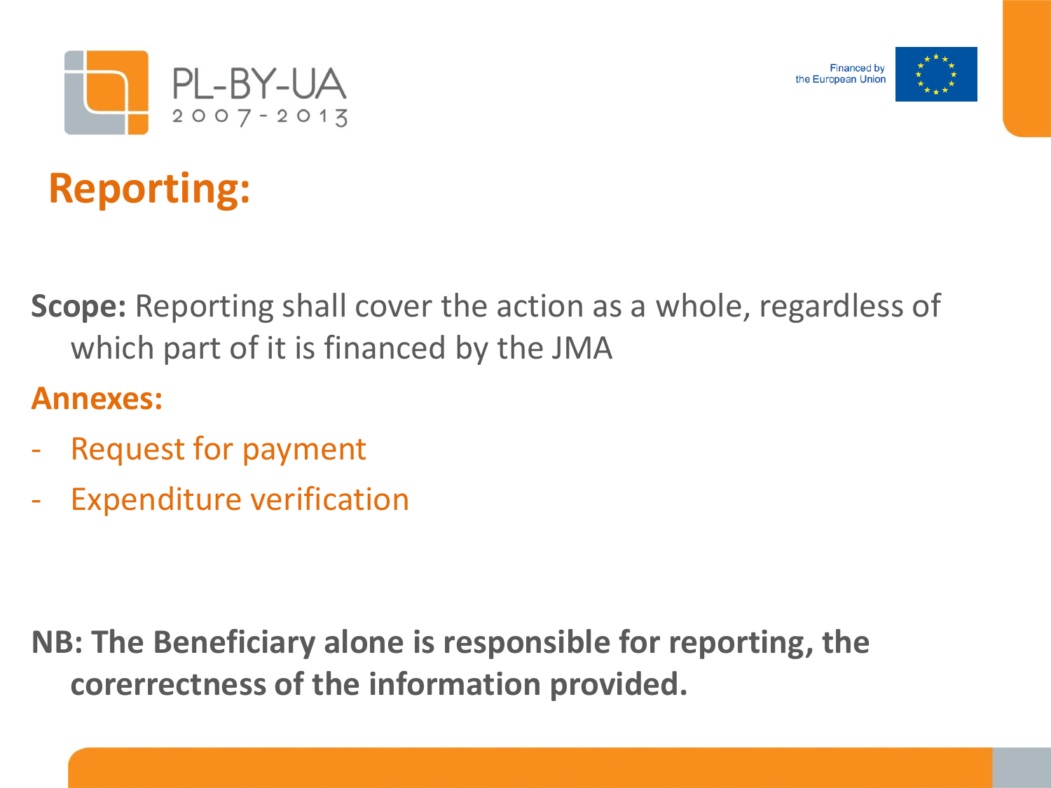# Reporting:

**Scope:** Reporting shall cover the action as a whole, regardless of which part of it is financed by the JMA

**Annexes:**

- Request for payment
- Expenditure verification

**NB: The Beneficiary alone is responsible for reporting, the corerrectness of the information provided.**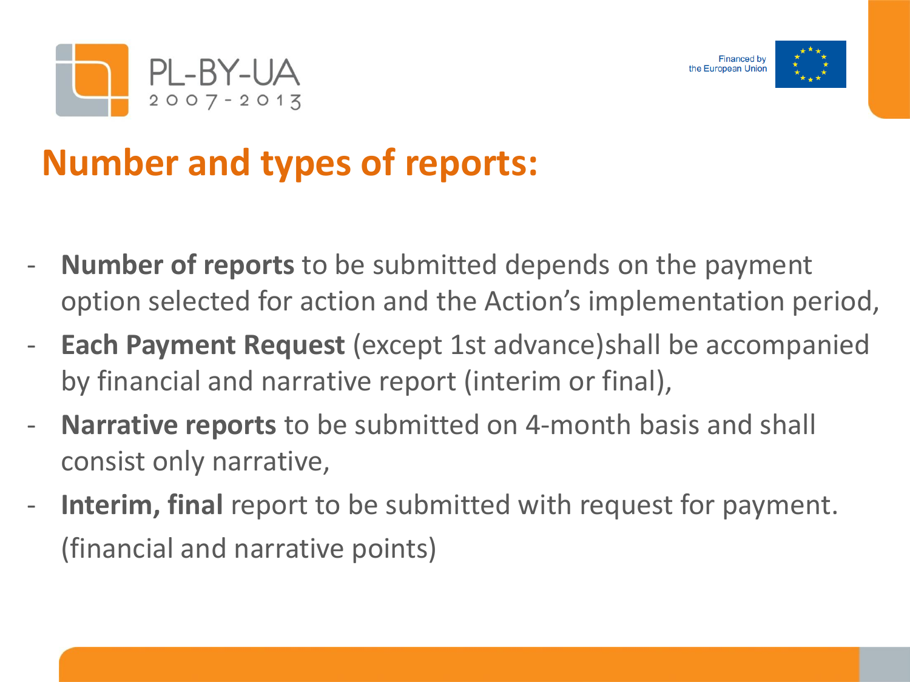# Number and types of reports:

- **Number of reports** to be submitted depends on the payment option selected for action and the Action's implementation period,
- **Each Payment Request** (except 1st advance)shall be accompanied by financial and narrative report (interim or final),
- **Narrative reports** to be submitted on 4-month basis and shall consist only narrative,
- **Interim, final** report to be submitted with request for payment. (financial and narrative points)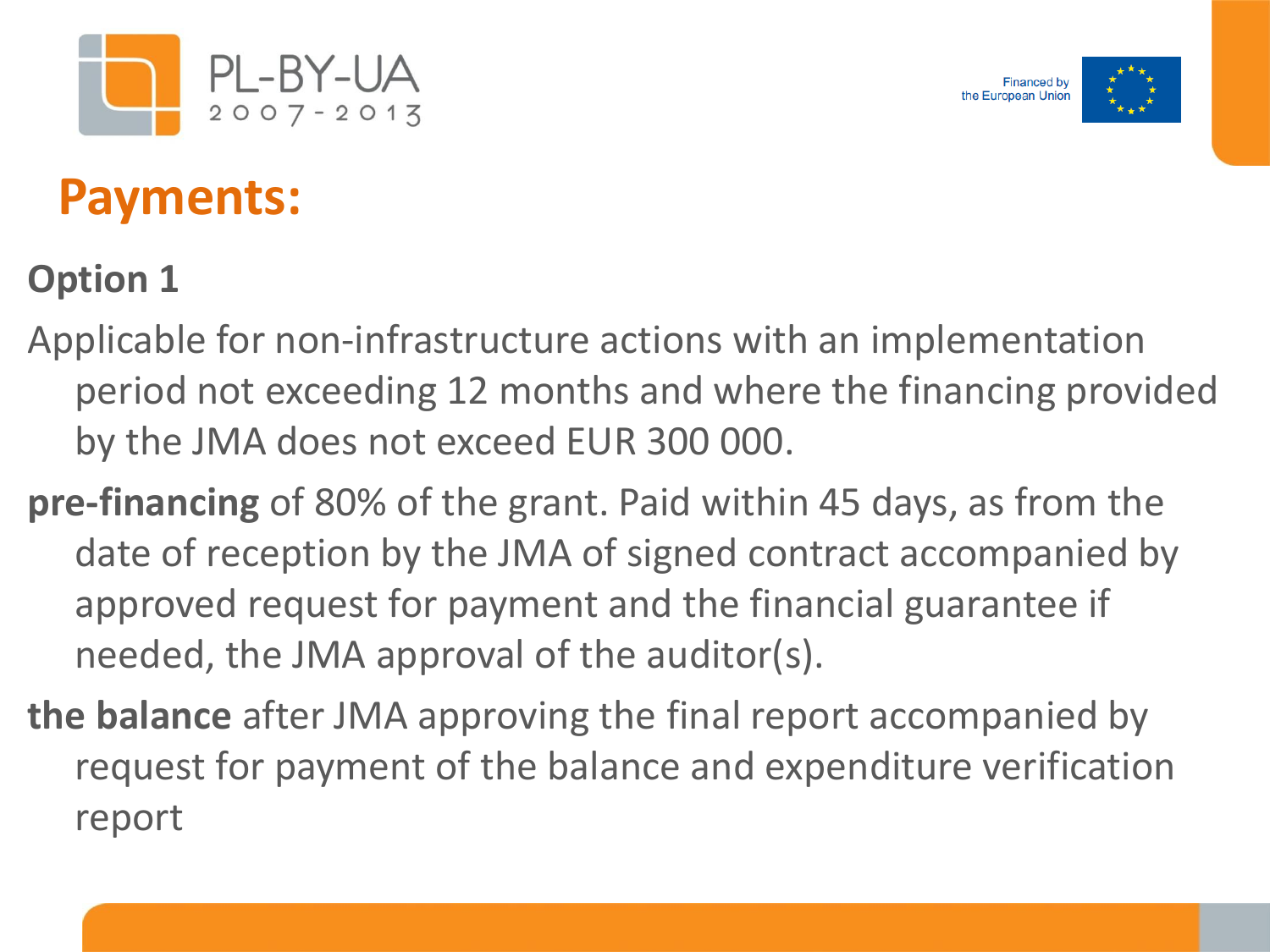# Payments:

**Option 1**

Applicable for non-infrastructure actions with an implementation period not exceeding 12 months and where the financing provided by the JMA does not exceed EUR 300 000.

**pre-financing** of 80% of the grant. Paid within 45 days, as from the date of reception by the JMA of signed contract accompanied by approved request for payment and the financial guarantee if needed, the JMA approval of the auditor(s).

**the balance** after JMA approving the final report accompanied by request for payment of the balance and expenditure verification report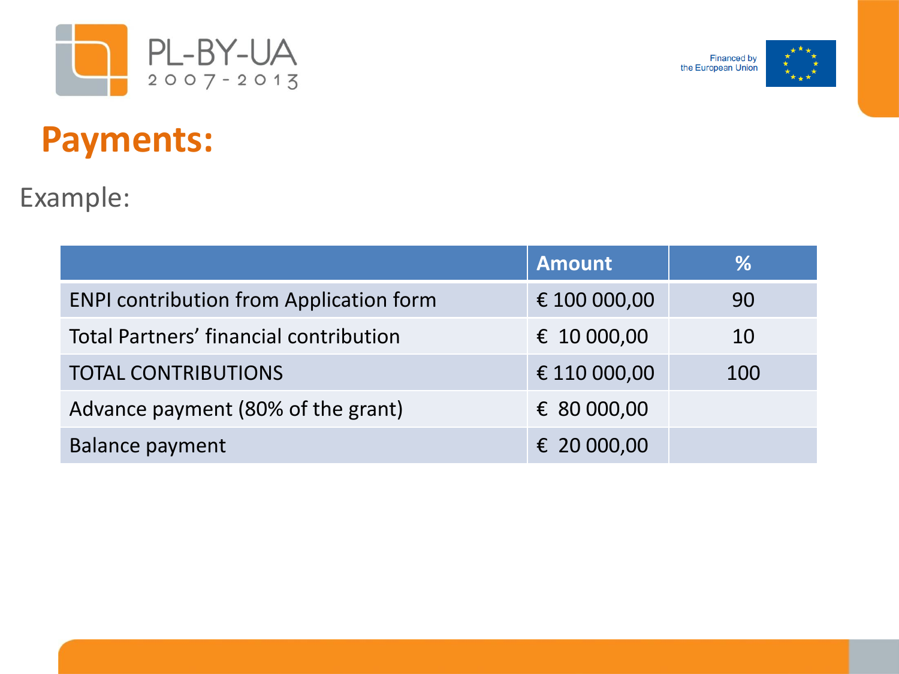# Payments:

Example:

| | Amount | % |
|---|---|---|
| ENPI contribution from Application form | € 100 000,00 | 90 |
| Total Partners' financial contribution | € 10 000,00 | 10 |
| TOTAL CONTRIBUTIONS | € 110 000,00 | 100 |
| Advance payment (80% of the grant) | € 80 000,00 | |
| Balance payment | € 20 000,00 | |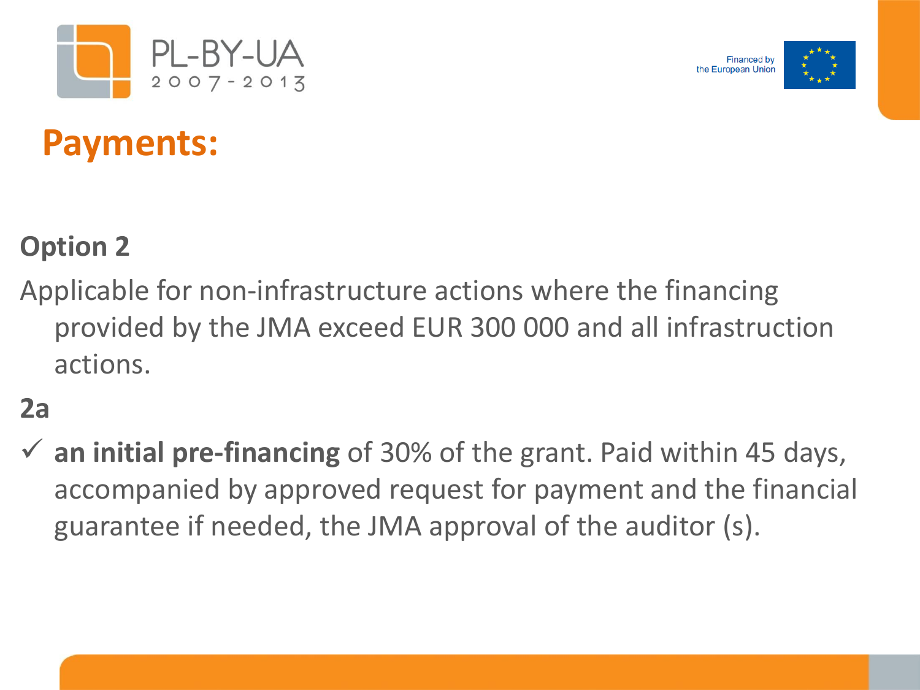# Payments:

**Option 2**

Applicable for non-infrastructure actions where the financing provided by the JMA exceed EUR 300 000 and all infrastruction actions.

**2a**

- ✓ **an initial pre-financing** of 30% of the grant. Paid within 45 days, accompanied by approved request for payment and the financial guarantee if needed, the JMA approval of the auditor (s).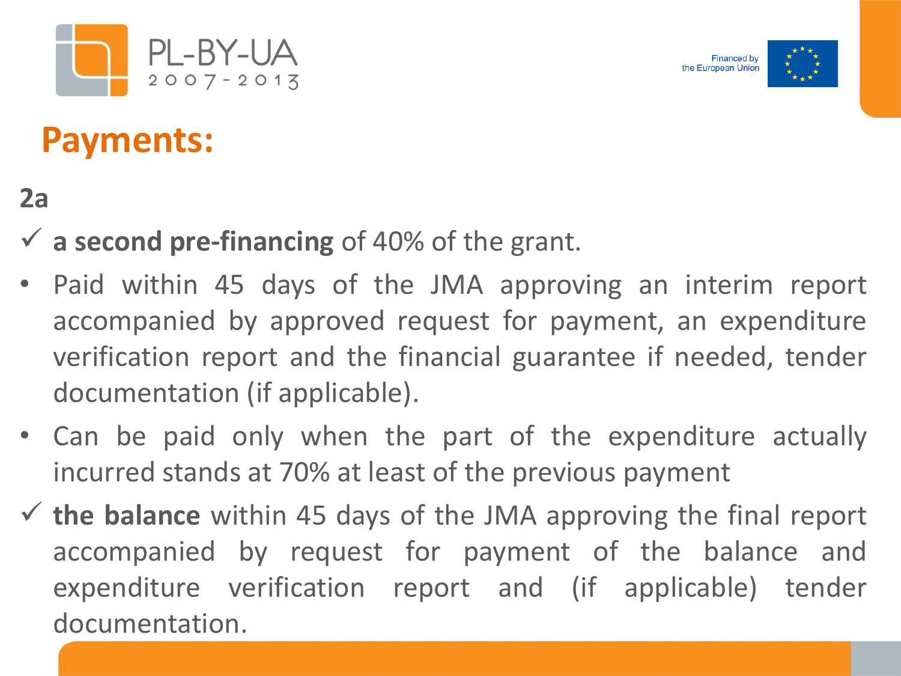# Payments:

**2a**

- ✓ **a second pre-financing** of 40% of the grant.
- Paid within 45 days of the JMA approving an interim report accompanied by approved request for payment, an expenditure verification report and the financial guarantee if needed, tender documentation (if applicable).
- Can be paid only when the part of the expenditure actually incurred stands at 70% at least of the previous payment
- ✓ **the balance** within 45 days of the JMA approving the final report accompanied by request for payment of the balance and expenditure verification report and (if applicable) tender documentation.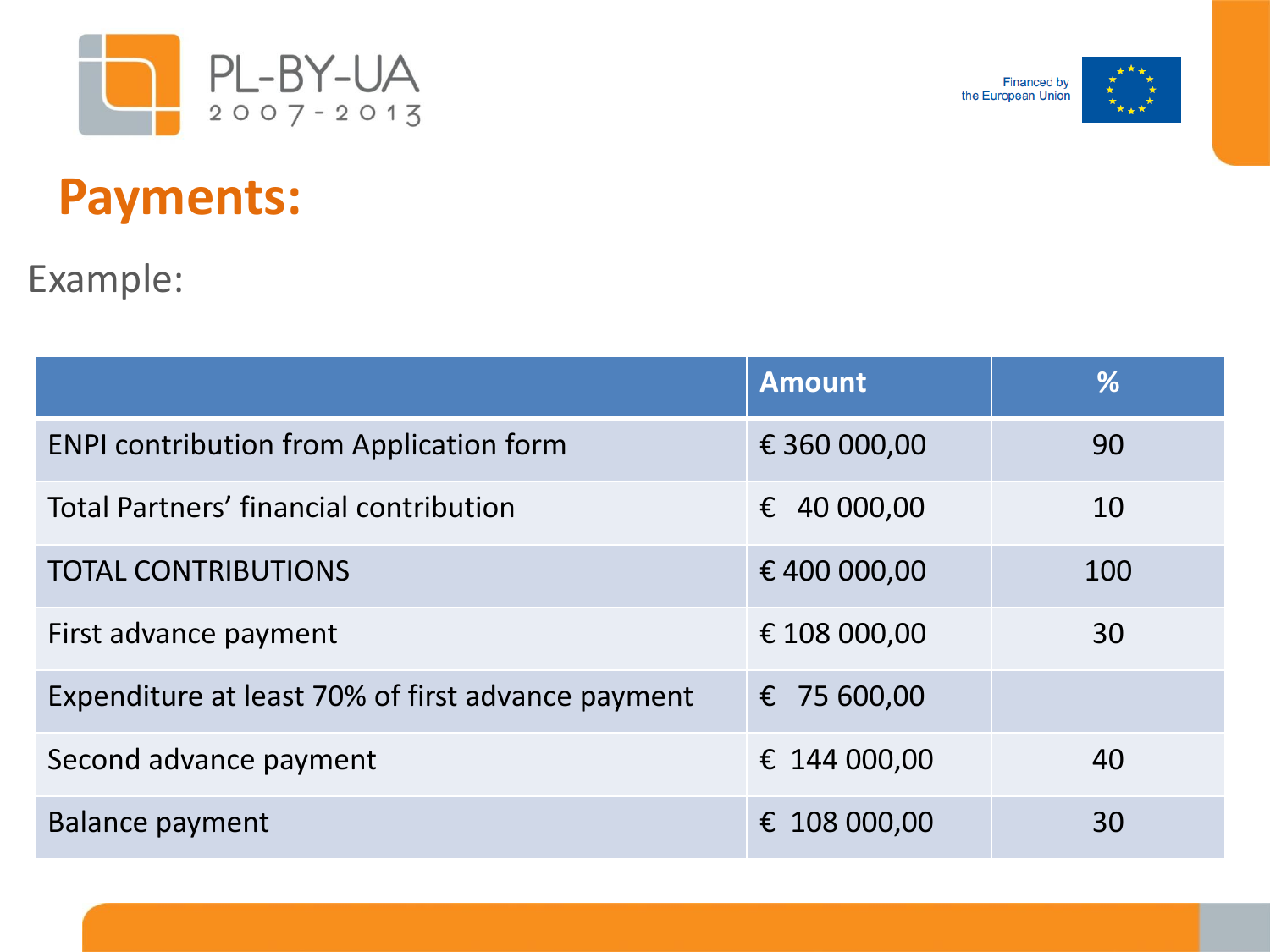# Payments:

Example:

| | Amount | % |
|---|---|---|
| ENPI contribution from Application form | € 360 000,00 | 90 |
| Total Partners' financial contribution | € 40 000,00 | 10 |
| TOTAL CONTRIBUTIONS | € 400 000,00 | 100 |
| First advance payment | € 108 000,00 | 30 |
| Expenditure at least 70% of first advance payment | € 75 600,00 | |
| Second advance payment | € 144 000,00 | 40 |
| Balance payment | € 108 000,00 | 30 |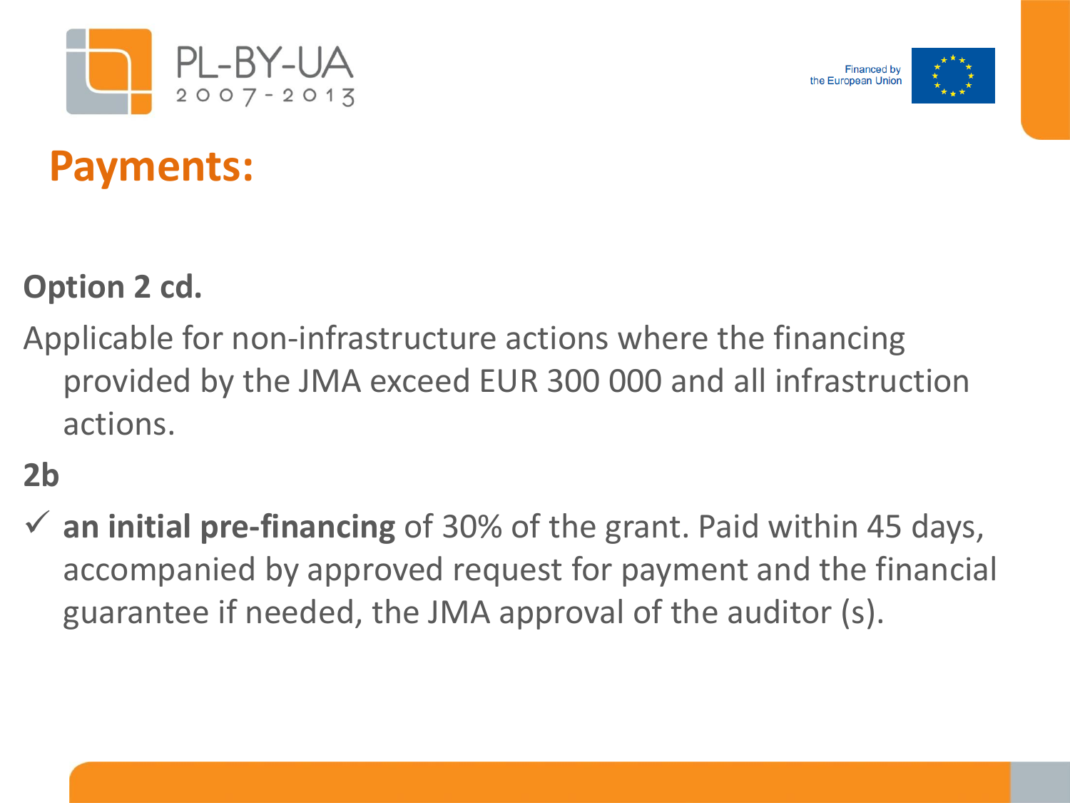# Payments:

**Option 2 cd.**

Applicable for non-infrastructure actions where the financing provided by the JMA exceed EUR 300 000 and all infrastruction actions.

**2b**

- ✓ **an initial pre-financing** of 30% of the grant. Paid within 45 days, accompanied by approved request for payment and the financial guarantee if needed, the JMA approval of the auditor (s).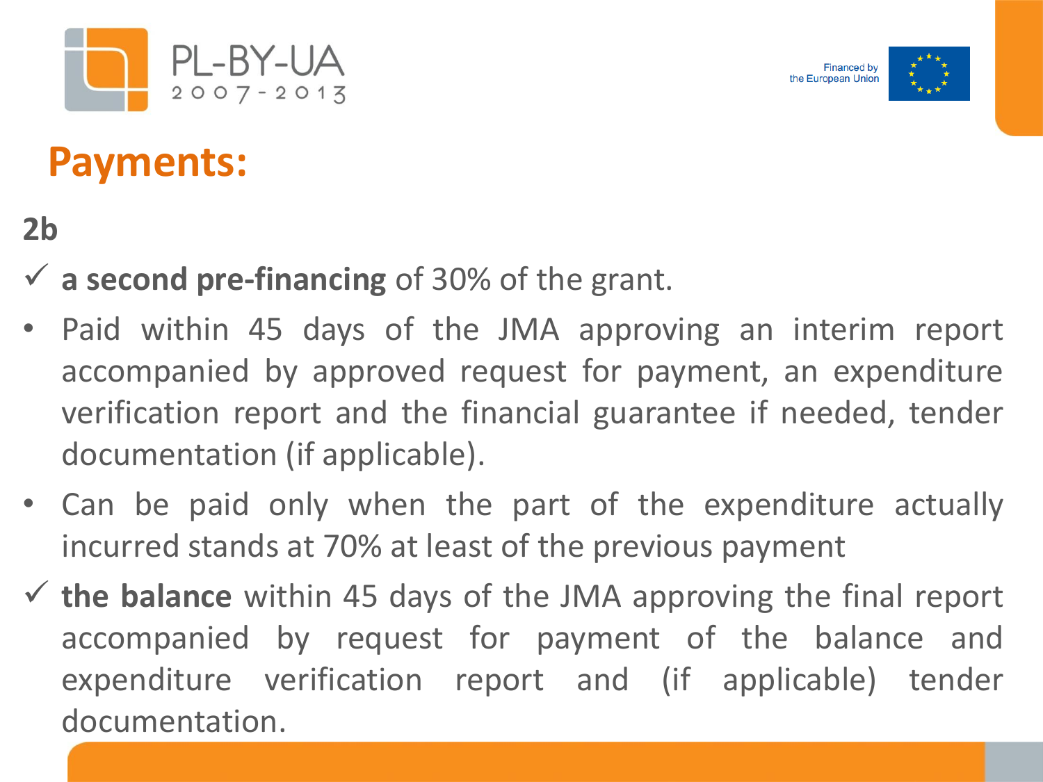# Payments:

**2b**

- ✓ **a second pre-financing** of 30% of the grant.
  - Paid within 45 days of the JMA approving an interim report accompanied by approved request for payment, an expenditure verification report and the financial guarantee if needed, tender documentation (if applicable).
  - Can be paid only when the part of the expenditure actually incurred stands at 70% at least of the previous payment
- ✓ **the balance** within 45 days of the JMA approving the final report accompanied by request for payment of the balance and expenditure verification report and (if applicable) tender documentation.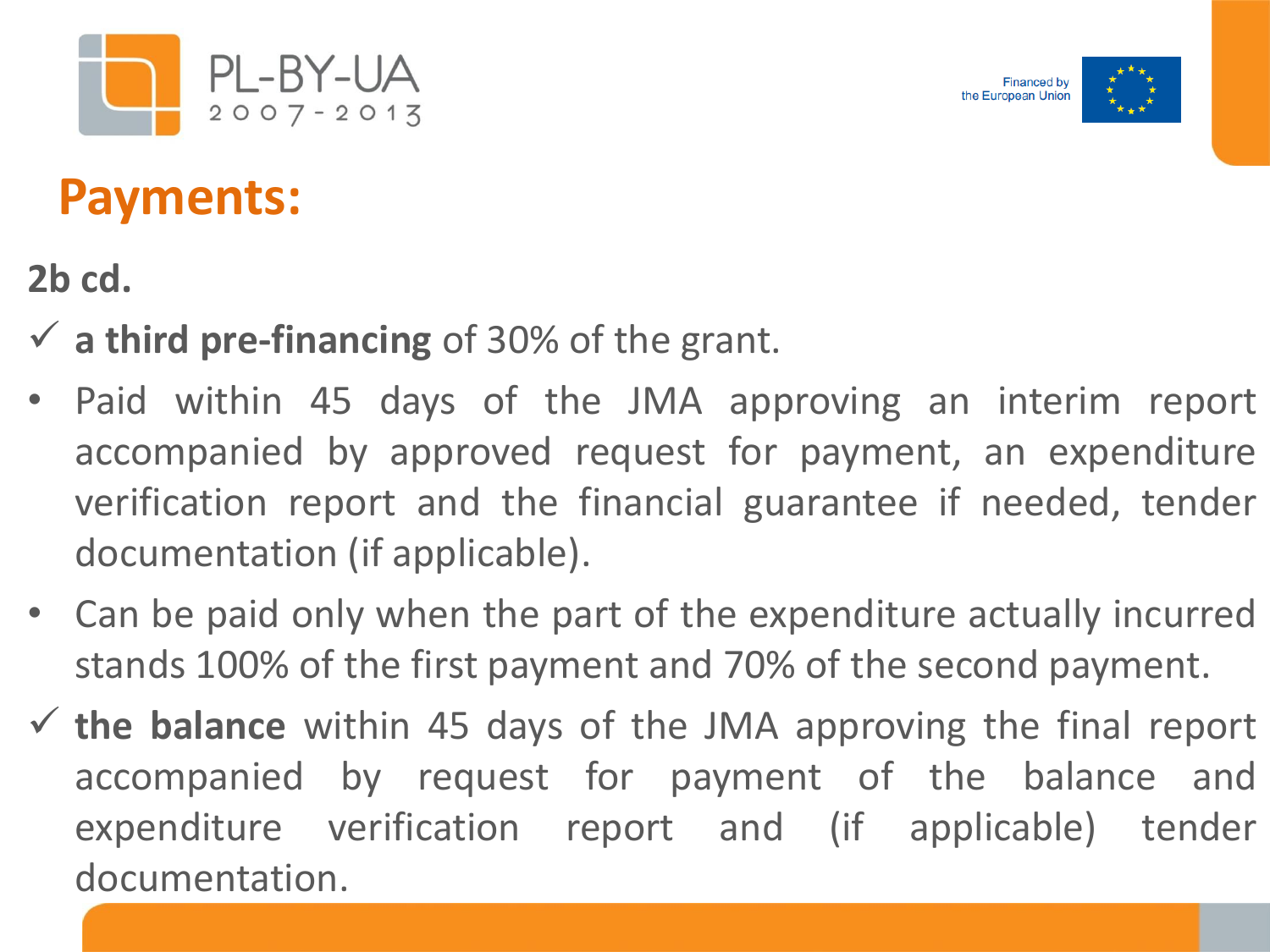# Payments:

**2b cd.**

- ✓ **a third pre-financing** of 30% of the grant.
- Paid within 45 days of the JMA approving an interim report accompanied by approved request for payment, an expenditure verification report and the financial guarantee if needed, tender documentation (if applicable).
- Can be paid only when the part of the expenditure actually incurred stands 100% of the first payment and 70% of the second payment.
- ✓ **the balance** within 45 days of the JMA approving the final report accompanied by request for payment of the balance and expenditure verification report and (if applicable) tender documentation.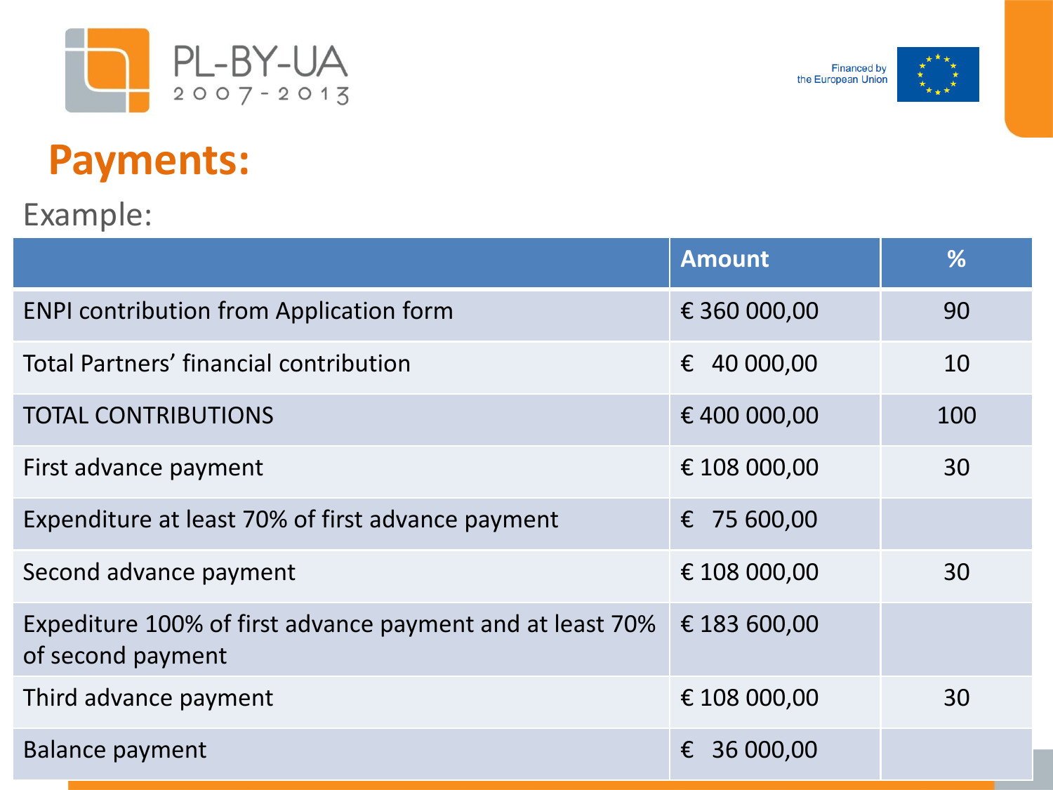# Payments:

Example:

| | Amount | % |
|---|---|---|
| ENPI contribution from Application form | € 360 000,00 | 90 |
| Total Partners' financial contribution | € 40 000,00 | 10 |
| TOTAL CONTRIBUTIONS | € 400 000,00 | 100 |
| First advance payment | € 108 000,00 | 30 |
| Expenditure at least 70% of first advance payment | € 75 600,00 | |
| Second advance payment | € 108 000,00 | 30 |
| Expediture 100% of first advance payment and at least 70% of second payment | € 183 600,00 | |
| Third advance payment | € 108 000,00 | 30 |
| Balance payment | € 36 000,00 | |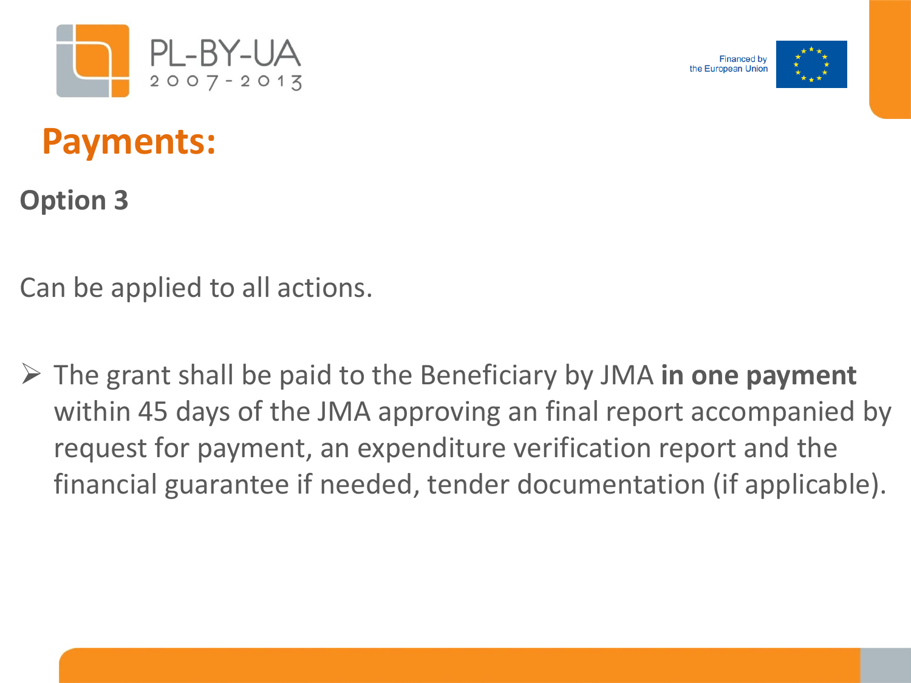# Payments:

## Option 3

Can be applied to all actions.

- The grant shall be paid to the Beneficiary by JMA **in one payment** within 45 days of the JMA approving an final report accompanied by request for payment, an expenditure verification report and the financial guarantee if needed, tender documentation (if applicable).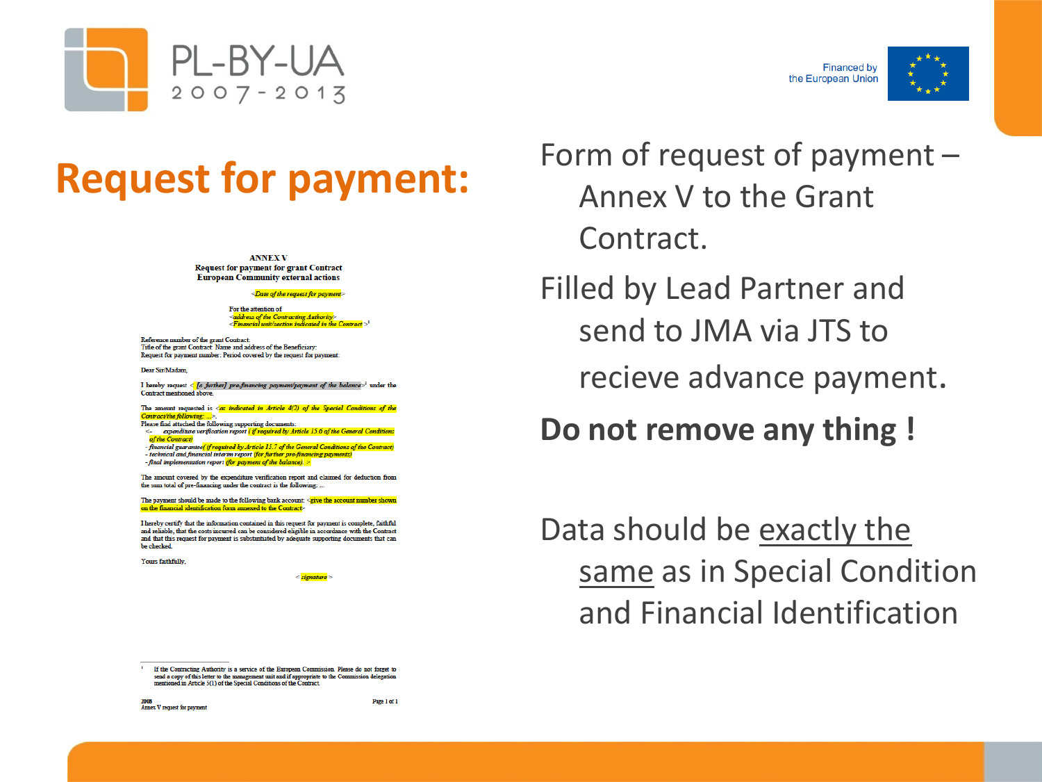# Request for payment:

ANNEX V
Request for payment for grant Contract
European Community external actions

<Date of the request for payment>

For the attention of
<address of the Contracting Authority>
<Financial unit/section indicated in the Contract>[1]

Reference number of the grant Contract:
Title of the grant Contract: Name and address of the Beneficiary:
Request for payment number: Period covered by the request for payment:

Dear Sir/Madam,

I hereby request <[a further] pre-financing payment/payment of the balance>[2] under the Contract mentioned above.

The amount requested is <as indicated in Article 4(2) of the Special Conditions of the Contract/the following: ...>.
Please find attached the following supporting documents:
<- expenditure verification report (if required by Article 15.6 of the General Conditions of the Contract)
- financial guarantee (if required by Article 15.7 of the General Conditions of the Contract)
- technical and financial interim report (for further pre-financing payments)
- final implementation report (for payment of the balance). >

The amount covered by the expenditure verification report and claimed for deduction from the sum total of pre-financing under the contract is the following: ...

The payment should be made to the following bank account: <give the account number shown on the financial identification form annexed to the Contract>

I hereby certify that the information contained in this request for payment is complete, faithful and reliable, that the costs incurred can be considered eligible in accordance with the Contract and that this request for payment is substantiated by adequate supporting documents that can be checked.

Yours faithfully,

< signature >

[1] If the Contracting Authority is a service of the European Commission. Please do not forget to send a copy of this letter to the management unit and if appropriate to the Commission delegation mentioned in Article 5(1) of the Special Conditions of the Contract.

2008
Annex V request for payment

Form of request of payment – Annex V to the Grant Contract.

Filled by Lead Partner and send to JMA via JTS to recieve advance payment.

**Do not remove any thing !**

Data should be exactly the same as in Special Condition and Financial Identification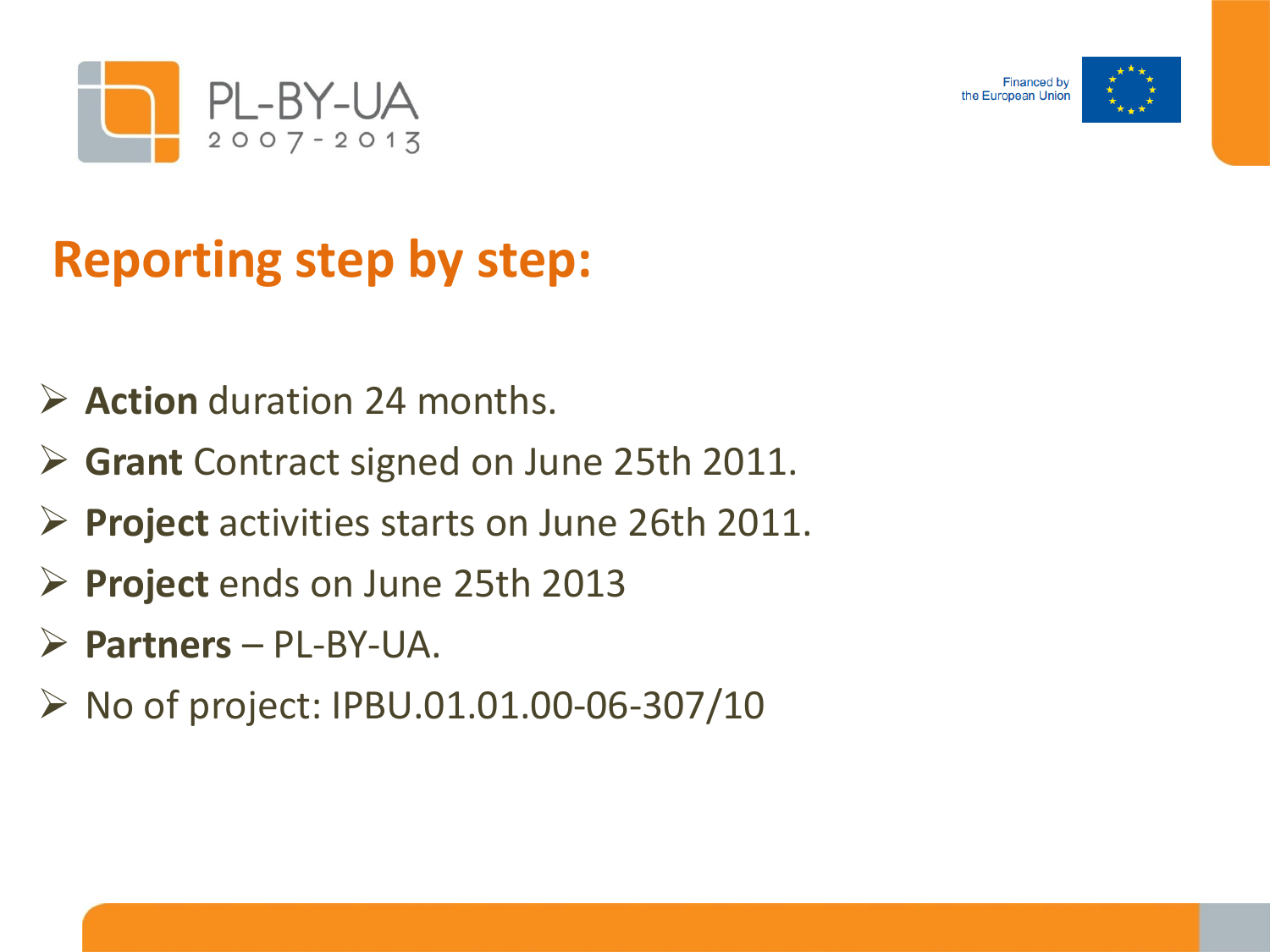# Reporting step by step:

- **Action** duration 24 months.
- **Grant** Contract signed on June 25th 2011.
- **Project** activities starts on June 26th 2011.
- **Project** ends on June 25th 2013
- **Partners** – PL-BY-UA.
- No of project: IPBU.01.01.00-06-307/10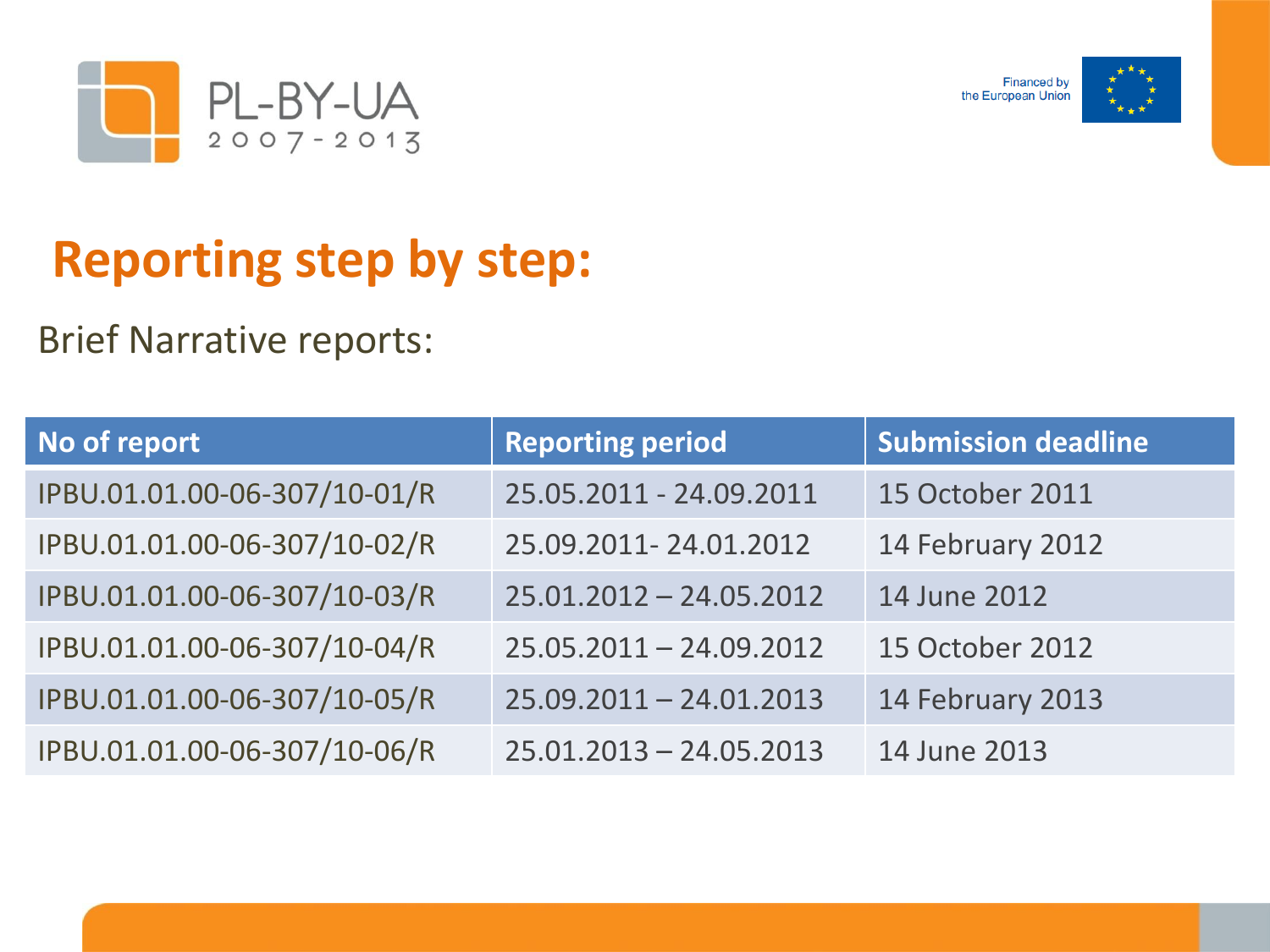# Reporting step by step:

Brief Narrative reports:

| No of report | Reporting period | Submission deadline |
|---|---|---|
| IPBU.01.01.00-06-307/10-01/R | 25.05.2011 - 24.09.2011 | 15 October 2011 |
| IPBU.01.01.00-06-307/10-02/R | 25.09.2011- 24.01.2012 | 14 February 2012 |
| IPBU.01.01.00-06-307/10-03/R | 25.01.2012 – 24.05.2012 | 14 June 2012 |
| IPBU.01.01.00-06-307/10-04/R | 25.05.2011 – 24.09.2012 | 15 October 2012 |
| IPBU.01.01.00-06-307/10-05/R | 25.09.2011 – 24.01.2013 | 14 February 2013 |
| IPBU.01.01.00-06-307/10-06/R | 25.01.2013 – 24.05.2013 | 14 June 2013 |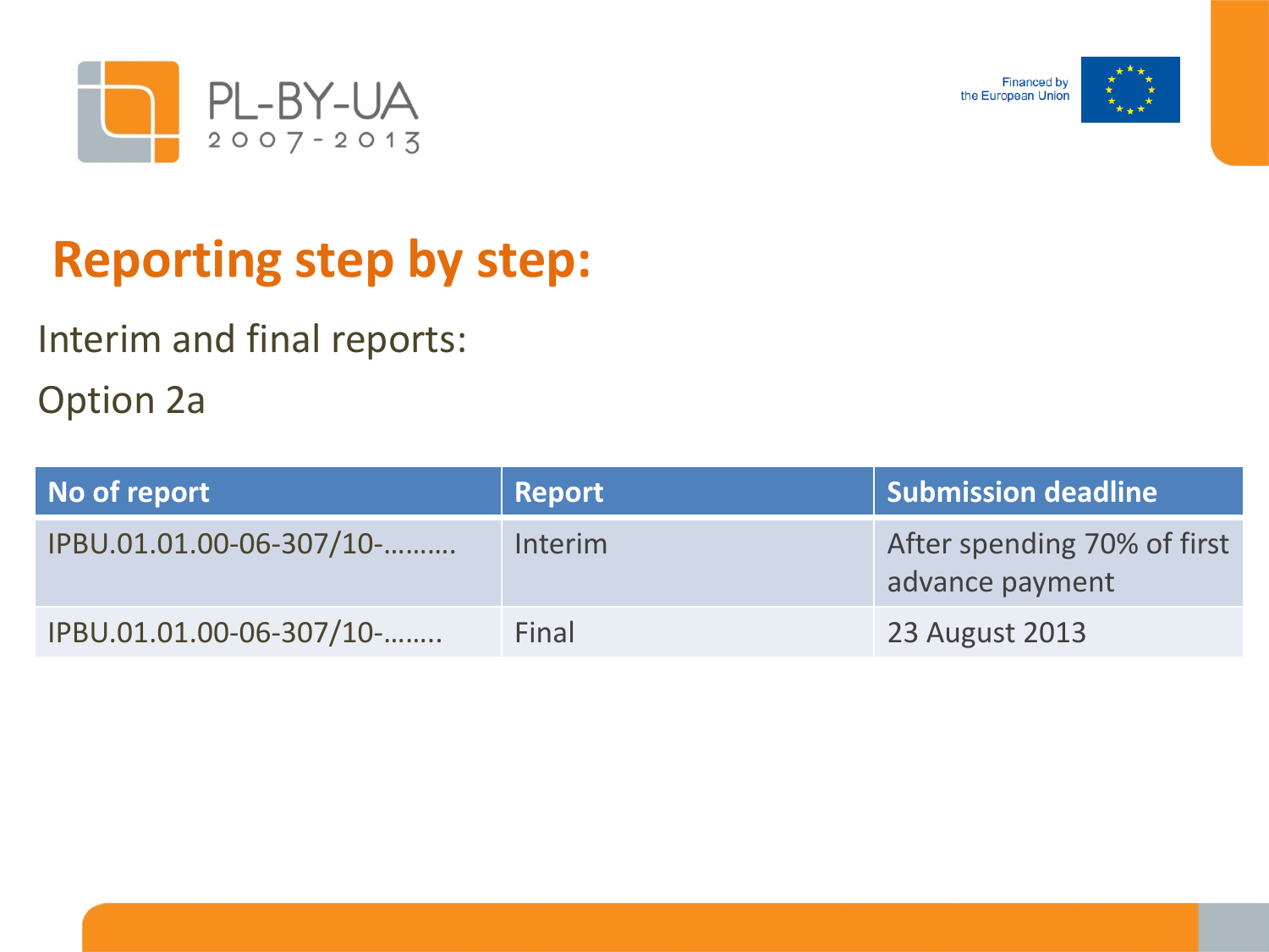# Reporting step by step:

Interim and final reports:

Option 2a

| No of report | Report | Submission deadline |
|---|---|---|
| IPBU.01.01.00-06-307/10-………. | Interim | After spending 70% of first advance payment |
| IPBU.01.01.00-06-307/10-…….. | Final | 23 August 2013 |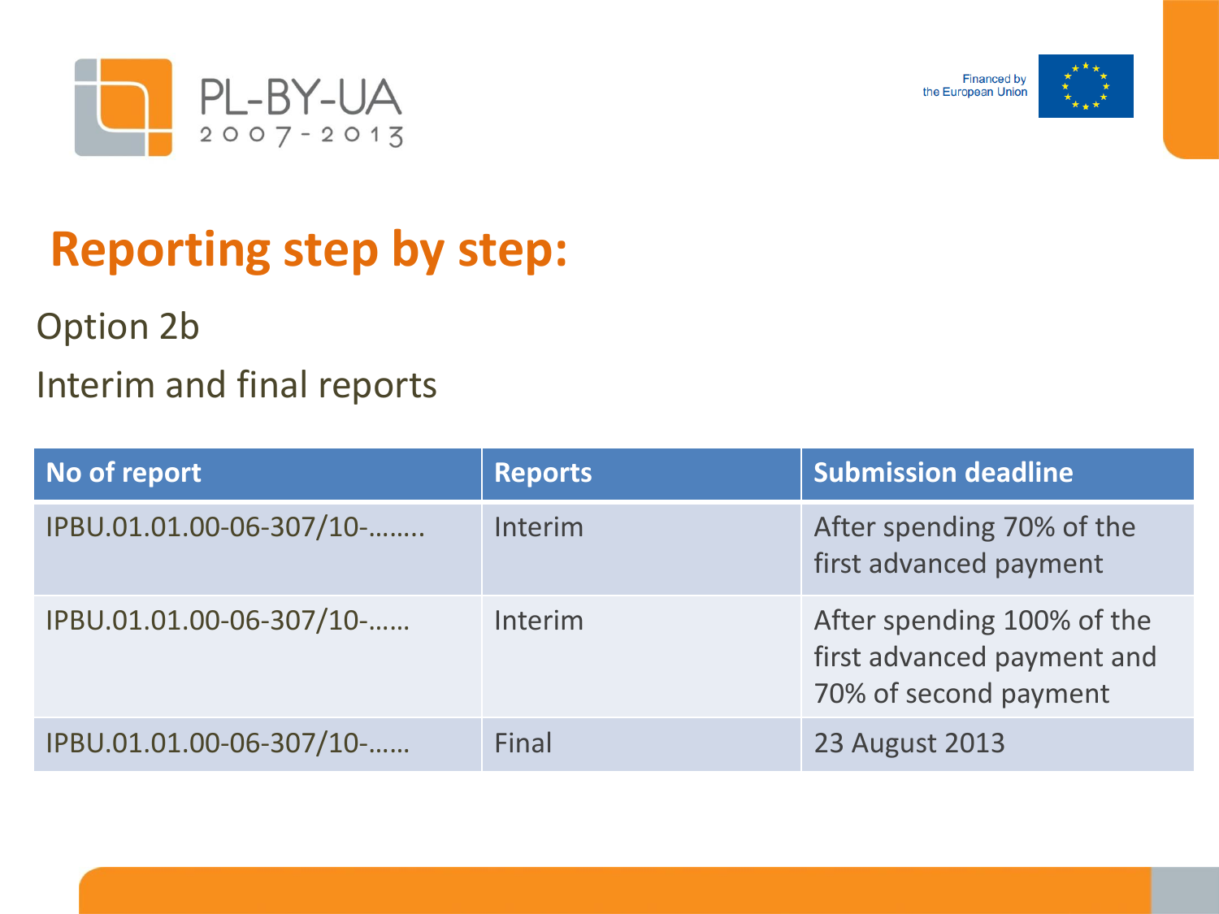# Reporting step by step:

Option 2b

Interim and final reports

| No of report | Reports | Submission deadline |
| --- | --- | --- |
| IPBU.01.01.00-06-307/10-…….. | Interim | After spending 70% of the first advanced payment |
| IPBU.01.01.00-06-307/10-…… | Interim | After spending 100% of the first advanced payment and 70% of second payment |
| IPBU.01.01.00-06-307/10-…… | Final | 23 August 2013 |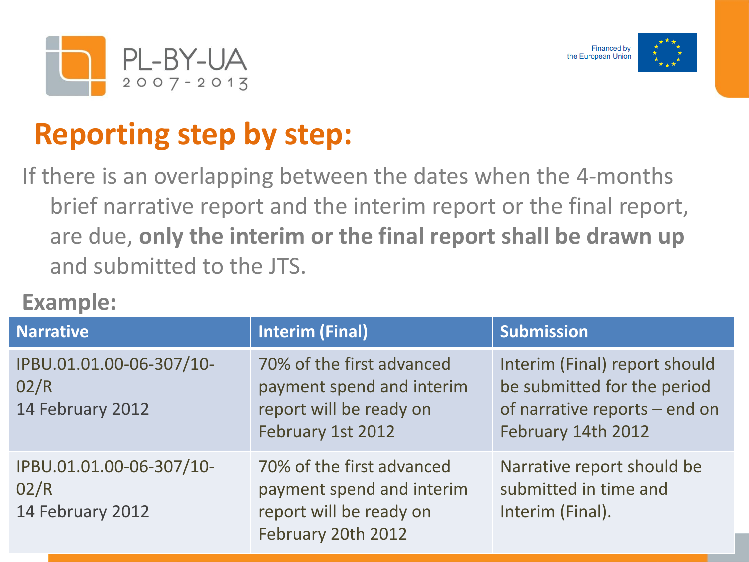## Reporting step by step:

If there is an overlapping between the dates when the 4-months brief narrative report and the interim report or the final report, are due, **only the interim or the final report shall be drawn up** and submitted to the JTS.

**Example:**

| Narrative | Interim (Final) | Submission |
|---|---|---|
| IPBU.01.01.00-06-307/10-02/R 14 February 2012 | 70% of the first advanced payment spend and interim report will be ready on February 1st 2012 | Interim (Final) report should be submitted for the period of narrative reports – end on February 14th 2012 |
| IPBU.01.01.00-06-307/10-02/R 14 February 2012 | 70% of the first advanced payment spend and interim report will be ready on February 20th 2012 | Narrative report should be submitted in time and Interim (Final). |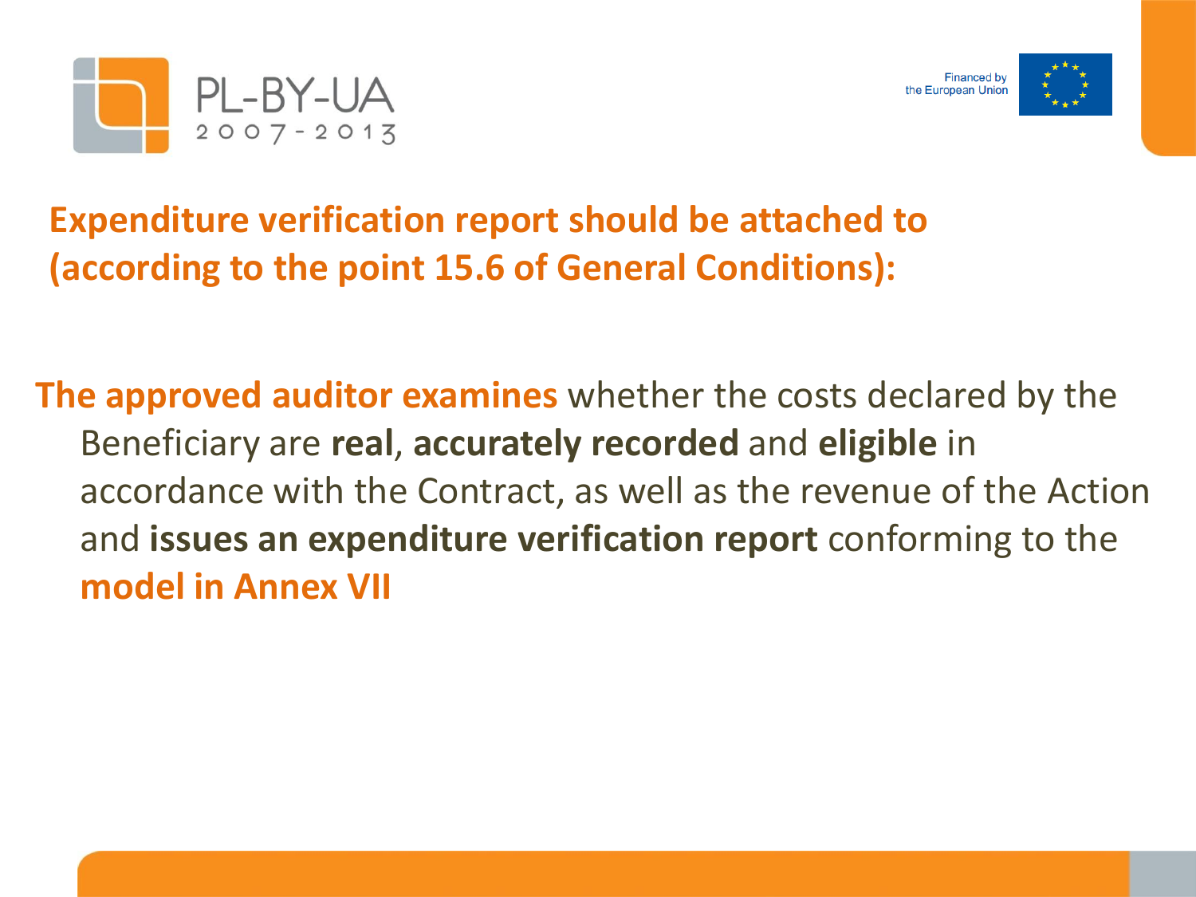## Expenditure verification report should be attached to (according to the point 15.6 of General Conditions):

**The approved auditor examines** whether the costs declared by the Beneficiary are **real**, **accurately recorded** and **eligible** in accordance with the Contract, as well as the revenue of the Action and **issues an expenditure verification report** conforming to the **model in Annex VII**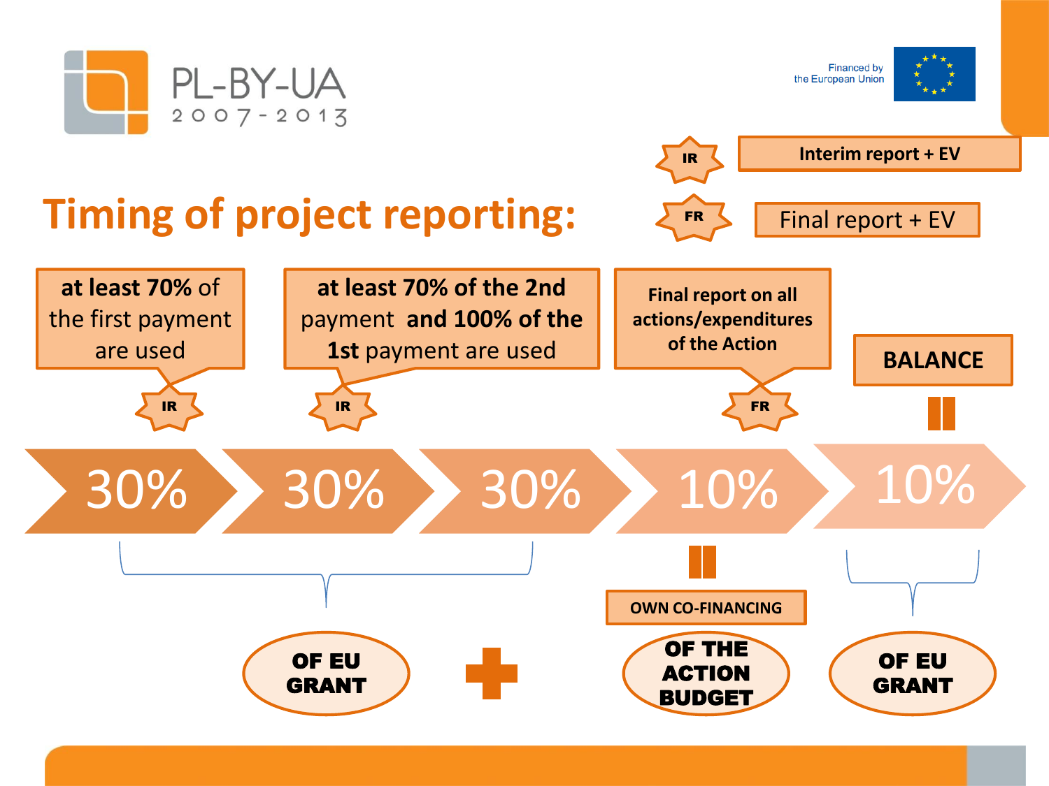# Timing of project reporting:

- **IR** – Interim report + EV
- **FR** – Final report + EV

| 30% | 30% | 30% | 10% | 10% |
|---|---|---|---|---|
| **IR**: **at least 70%** of the first payment are used | **IR**: **at least 70% of the 2nd** payment **and 100% of the 1st** payment are used | | **FR**: Final report on all actions/expenditures of the Action | **BALANCE** |

- 30% + 30% + 30% → **OF EU GRANT**
- **+**
- 10% → **OWN CO-FINANCING** – **OF THE ACTION BUDGET**
- 10% → **OF EU GRANT**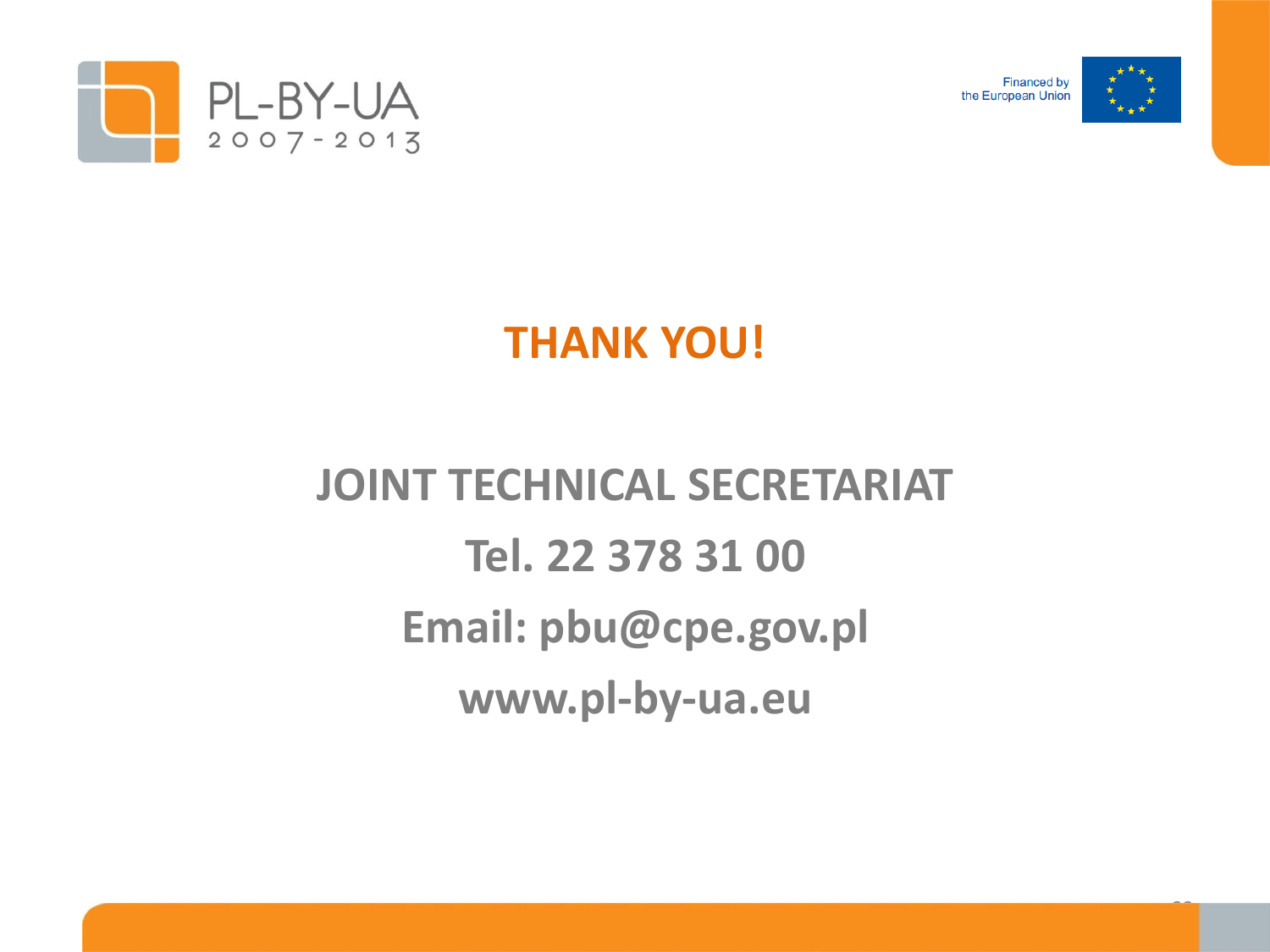PL-BY-UA
2007-2013

Financed by the European Union

# THANK YOU!

**JOINT TECHNICAL SECRETARIAT**

**Tel. 22 378 31 00**

**Email: pbu@cpe.gov.pl**

**www.pl-by-ua.eu**